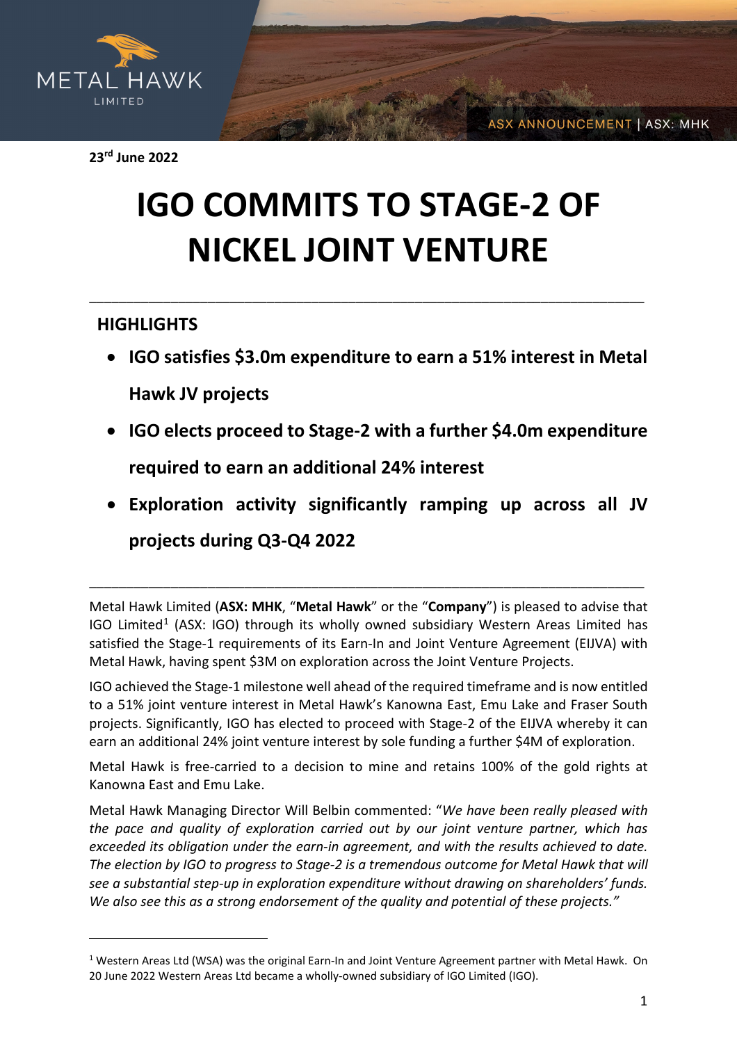23rd June 2022

# IGO COMMITS TO STAGE-2 OF NICKEL JOINT VENTURE

## HIGHLIGHTS

- **IGO satisfies $3.0m expenditure to earn a 51% interest in Metal Hawk JV projects**
- **IGO elects proceed to Stage-2 with a further $4.0m expenditure required to earn an additional 24% interest**
- **Exploration activity significantly ramping up across all JV projects during Q3-Q4 2022**

Metal Hawk Limited (**ASX: MHK**, "**Metal Hawk**" or the "**Company**") is pleased to advise that IGO Limited[1] (ASX: IGO) through its wholly owned subsidiary Western Areas Limited has satisfied the Stage-1 requirements of its Earn-In and Joint Venture Agreement (EIJVA) with Metal Hawk, having spent $3M on exploration across the Joint Venture Projects.

IGO achieved the Stage-1 milestone well ahead of the required timeframe and is now entitled to a 51% joint venture interest in Metal Hawk's Kanowna East, Emu Lake and Fraser South projects. Significantly, IGO has elected to proceed with Stage-2 of the EIJVA whereby it can earn an additional 24% joint venture interest by sole funding a further $4M of exploration.

Metal Hawk is free-carried to a decision to mine and retains 100% of the gold rights at Kanowna East and Emu Lake.

Metal Hawk Managing Director Will Belbin commented: "*We have been really pleased with the pace and quality of exploration carried out by our joint venture partner, which has exceeded its obligation under the earn-in agreement, and with the results achieved to date. The election by IGO to progress to Stage-2 is a tremendous outcome for Metal Hawk that will see a substantial step-up in exploration expenditure without drawing on shareholders' funds. We also see this as a strong endorsement of the quality and potential of these projects.*"

---

[1] Western Areas Ltd (WSA) was the original Earn-In and Joint Venture Agreement partner with Metal Hawk. On 20 June 2022 Western Areas Ltd became a wholly-owned subsidiary of IGO Limited (IGO).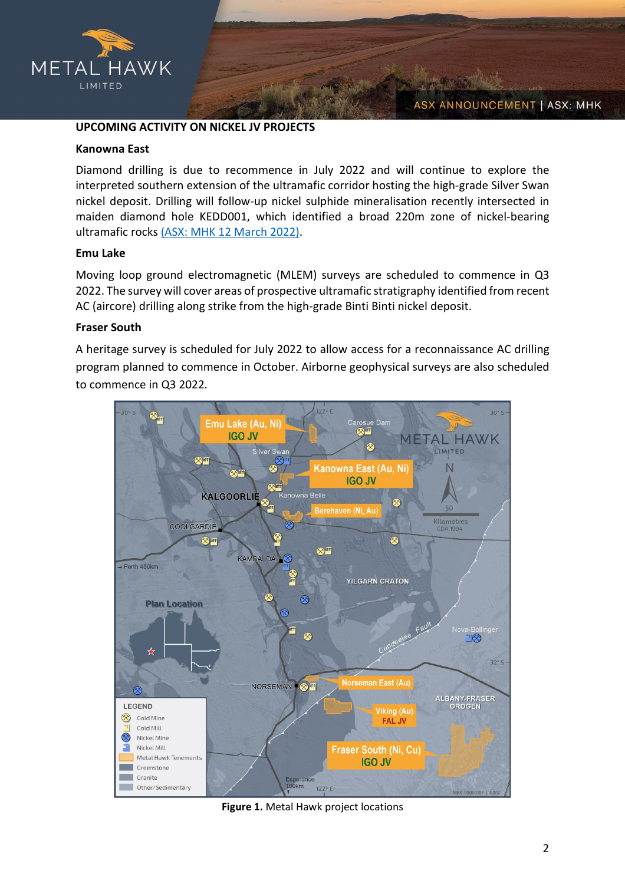## UPCOMING ACTIVITY ON NICKEL JV PROJECTS

### Kanowna East

Diamond drilling is due to recommence in July 2022 and will continue to explore the interpreted southern extension of the ultramafic corridor hosting the high-grade Silver Swan nickel deposit. Drilling will follow-up nickel sulphide mineralisation recently intersected in maiden diamond hole KEDD001, which identified a broad 220m zone of nickel-bearing ultramafic rocks (ASX: MHK 12 March 2022).

### Emu Lake

Moving loop ground electromagnetic (MLEM) surveys are scheduled to commence in Q3 2022. The survey will cover areas of prospective ultramafic stratigraphy identified from recent AC (aircore) drilling along strike from the high-grade Binti Binti nickel deposit.

### Fraser South

A heritage survey is scheduled for July 2022 to allow access for a reconnaissance AC drilling program planned to commence in October. Airborne geophysical surveys are also scheduled to commence in Q3 2022.

**Figure 1.** Metal Hawk project locations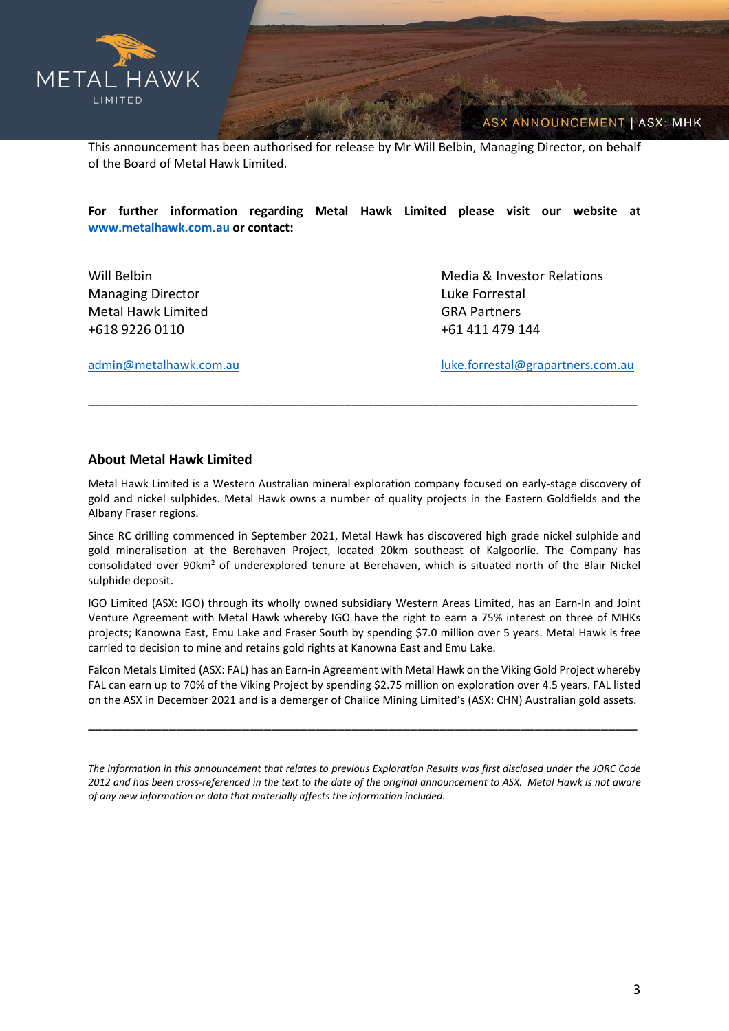This announcement has been authorised for release by Mr Will Belbin, Managing Director, on behalf of the Board of Metal Hawk Limited.

**For further information regarding Metal Hawk Limited please visit our website at www.metalhawk.com.au or contact:**

Will Belbin
Managing Director
Metal Hawk Limited
+618 9226 0110

admin@metalhawk.com.au

Media & Investor Relations
Luke Forrestal
GRA Partners
+61 411 479 144

luke.forrestal@grapartners.com.au

---

## About Metal Hawk Limited

Metal Hawk Limited is a Western Australian mineral exploration company focused on early-stage discovery of gold and nickel sulphides. Metal Hawk owns a number of quality projects in the Eastern Goldfields and the Albany Fraser regions.

Since RC drilling commenced in September 2021, Metal Hawk has discovered high grade nickel sulphide and gold mineralisation at the Berehaven Project, located 20km southeast of Kalgoorlie. The Company has consolidated over 90km$^2$ of underexplored tenure at Berehaven, which is situated north of the Blair Nickel sulphide deposit.

IGO Limited (ASX: IGO) through its wholly owned subsidiary Western Areas Limited, has an Earn-In and Joint Venture Agreement with Metal Hawk whereby IGO have the right to earn a 75% interest on three of MHKs projects; Kanowna East, Emu Lake and Fraser South by spending $7.0 million over 5 years. Metal Hawk is free carried to decision to mine and retains gold rights at Kanowna East and Emu Lake.

Falcon Metals Limited (ASX: FAL) has an Earn-in Agreement with Metal Hawk on the Viking Gold Project whereby FAL can earn up to 70% of the Viking Project by spending $2.75 million on exploration over 4.5 years. FAL listed on the ASX in December 2021 and is a demerger of Chalice Mining Limited's (ASX: CHN) Australian gold assets.

---

*The information in this announcement that relates to previous Exploration Results was first disclosed under the JORC Code 2012 and has been cross-referenced in the text to the date of the original announcement to ASX. Metal Hawk is not aware of any new information or data that materially affects the information included.*